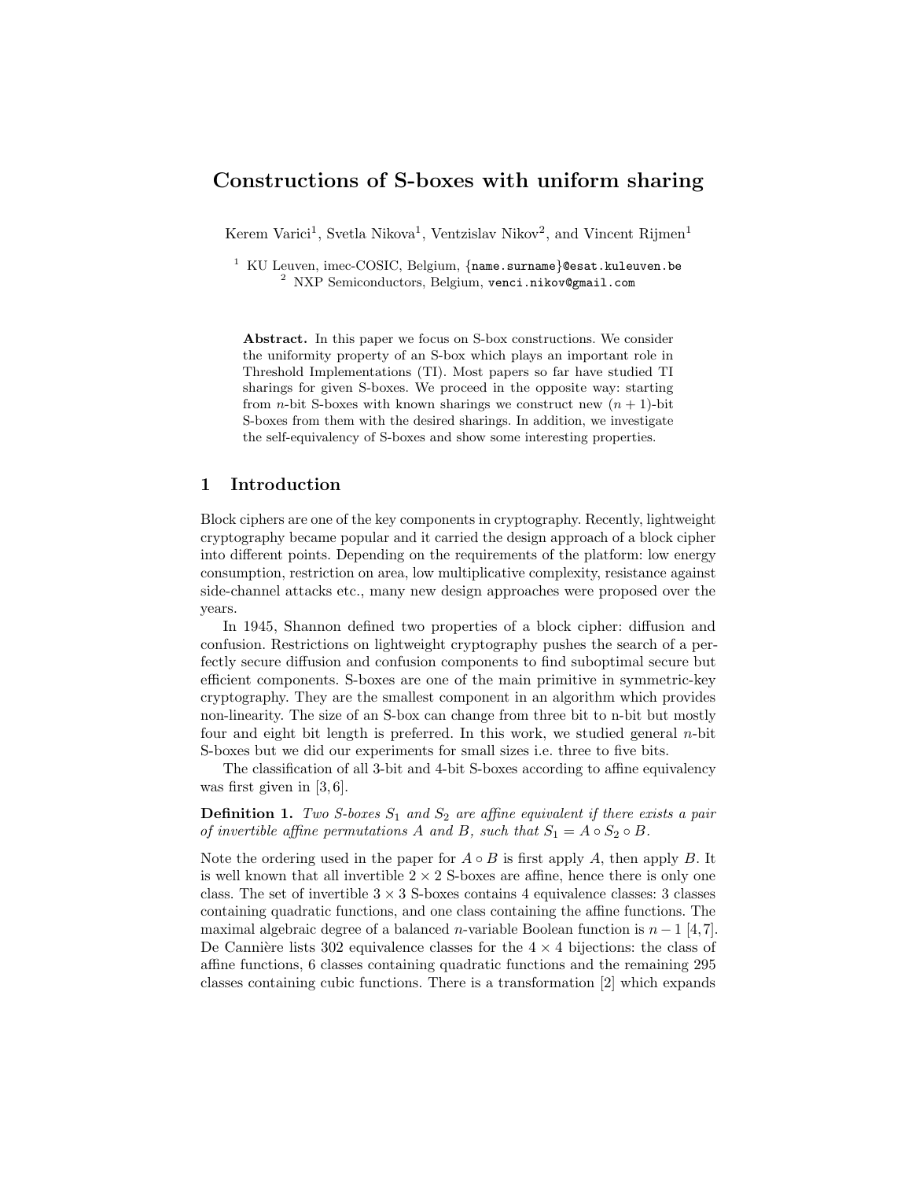# Constructions of S-boxes with uniform sharing

Kerem Varici[1], Svetla Nikova[1], Ventzislav Nikov[2], and Vincent Rijmen[1]

[1] KU Leuven, imec-COSIC, Belgium, {name.surname}@esat.kuleuven.be
[2] NXP Semiconductors, Belgium, venci.nikov@gmail.com

**Abstract.** In this paper we focus on S-box constructions. We consider the uniformity property of an S-box which plays an important role in Threshold Implementations (TI). Most papers so far have studied TI sharings for given S-boxes. We proceed in the opposite way: starting from $n$-bit S-boxes with known sharings we construct new $(n+1)$-bit S-boxes from them with the desired sharings. In addition, we investigate the self-equivalency of S-boxes and show some interesting properties.

## 1 Introduction

Block ciphers are one of the key components in cryptography. Recently, lightweight cryptography became popular and it carried the design approach of a block cipher into different points. Depending on the requirements of the platform: low energy consumption, restriction on area, low multiplicative complexity, resistance against side-channel attacks etc., many new design approaches were proposed over the years.

In 1945, Shannon defined two properties of a block cipher: diffusion and confusion. Restrictions on lightweight cryptography pushes the search of a perfectly secure diffusion and confusion components to find suboptimal secure but efficient components. S-boxes are one of the main primitive in symmetric-key cryptography. They are the smallest component in an algorithm which provides non-linearity. The size of an S-box can change from three bit to n-bit but mostly four and eight bit length is preferred. In this work, we studied general $n$-bit S-boxes but we did our experiments for small sizes i.e. three to five bits.

The classification of all 3-bit and 4-bit S-boxes according to affine equivalency was first given in [3, 6].

**Definition 1.** *Two S-boxes $S_1$ and $S_2$ are affine equivalent if there exists a pair of invertible affine permutations $A$ and $B$, such that $S_1 = A \circ S_2 \circ B$.*

Note the ordering used in the paper for $A \circ B$ is first apply $A$, then apply $B$. It is well known that all invertible $2 \times 2$ S-boxes are affine, hence there is only one class. The set of invertible $3 \times 3$ S-boxes contains 4 equivalence classes: 3 classes containing quadratic functions, and one class containing the affine functions. The maximal algebraic degree of a balanced $n$-variable Boolean function is $n - 1$ [4, 7]. De Cannière lists 302 equivalence classes for the $4 \times 4$ bijections: the class of affine functions, 6 classes containing quadratic functions and the remaining 295 classes containing cubic functions. There is a transformation [2] which expands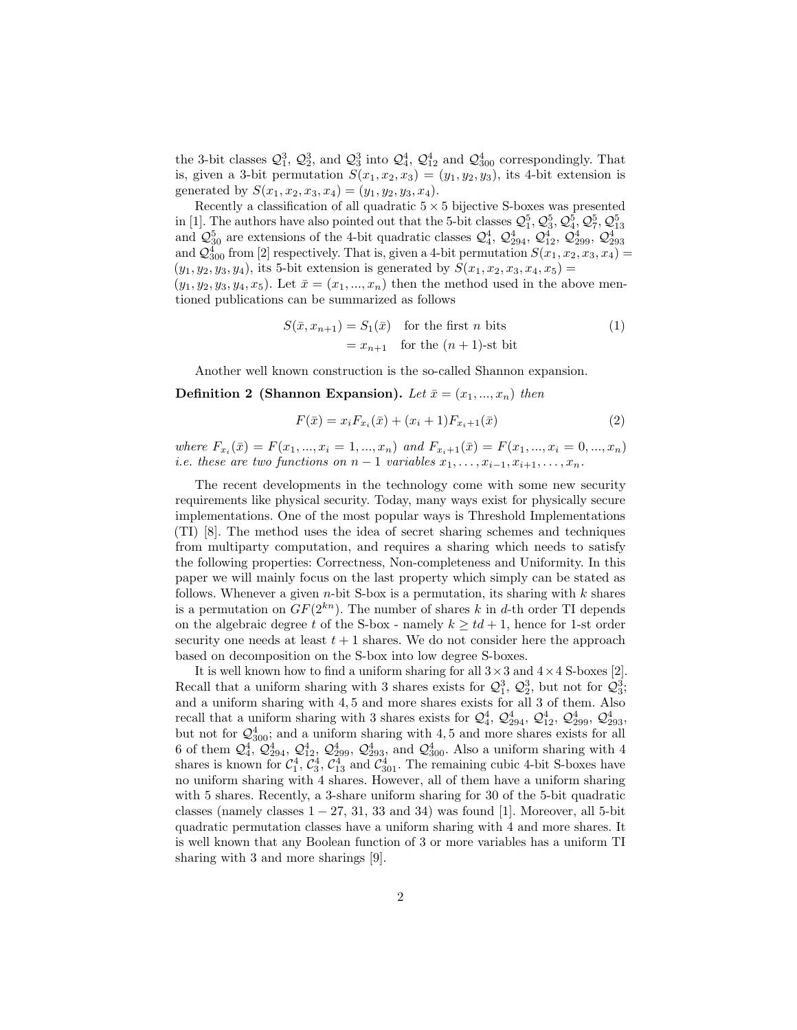the 3-bit classes $\mathcal{Q}_1^3$, $\mathcal{Q}_2^3$, and $\mathcal{Q}_3^3$ into $\mathcal{Q}_4^4$, $\mathcal{Q}_{12}^4$ and $\mathcal{Q}_{300}^4$ correspondingly. That is, given a 3-bit permutation $S(x_1, x_2, x_3) = (y_1, y_2, y_3)$, its 4-bit extension is generated by $S(x_1, x_2, x_3, x_4) = (y_1, y_2, y_3, x_4)$.

Recently a classification of all quadratic $5 \times 5$ bijective S-boxes was presented in [1]. The authors have also pointed out that the 5-bit classes $\mathcal{Q}_1^5$, $\mathcal{Q}_3^5$, $\mathcal{Q}_4^5$, $\mathcal{Q}_7^5$, $\mathcal{Q}_{13}^5$ and $\mathcal{Q}_{30}^5$ are extensions of the 4-bit quadratic classes $\mathcal{Q}_4^4$, $\mathcal{Q}_{294}^4$, $\mathcal{Q}_{12}^4$, $\mathcal{Q}_{299}^4$, $\mathcal{Q}_{293}^4$ and $\mathcal{Q}_{300}^4$ from [2] respectively. That is, given a 4-bit permutation $S(x_1, x_2, x_3, x_4) = (y_1, y_2, y_3, y_4)$, its 5-bit extension is generated by $S(x_1, x_2, x_3, x_4, x_5) = (y_1, y_2, y_3, y_4, x_5)$. Let $\bar{x} = (x_1, ..., x_n)$ then the method used in the above mentioned publications can be summarized as follows

$$
\begin{aligned}
S(\bar{x}, x_{n+1}) &= S_1(\bar{x}) \quad \text{for the first } n \text{ bits} \\
&= x_{n+1} \quad \text{for the } (n+1)\text{-st bit}
\end{aligned}
\tag{1}
$$

Another well known construction is the so-called Shannon expansion.

**Definition 2 (Shannon Expansion).** *Let $\bar{x} = (x_1, ..., x_n)$ then*

$$
F(\bar{x}) = x_i F_{x_i}(\bar{x}) + (x_i + 1) F_{x_i+1}(\bar{x}) \tag{2}
$$

*where $F_{x_i}(\bar{x}) = F(x_1, ..., x_i = 1, ..., x_n)$ and $F_{x_i+1}(\bar{x}) = F(x_1, ..., x_i = 0, ..., x_n)$ i.e. these are two functions on $n-1$ variables $x_1, \ldots, x_{i-1}, x_{i+1}, \ldots, x_n$.*

The recent developments in the technology come with some new security requirements like physical security. Today, many ways exist for physically secure implementations. One of the most popular ways is Threshold Implementations (TI) [8]. The method uses the idea of secret sharing schemes and techniques from multiparty computation, and requires a sharing which needs to satisfy the following properties: Correctness, Non-completeness and Uniformity. In this paper we will mainly focus on the last property which simply can be stated as follows. Whenever a given $n$-bit S-box is a permutation, its sharing with $k$ shares is a permutation on $GF(2^{kn})$. The number of shares $k$ in $d$-th order TI depends on the algebraic degree $t$ of the S-box - namely $k \geq td + 1$, hence for 1-st order security one needs at least $t + 1$ shares. We do not consider here the approach based on decomposition on the S-box into low degree S-boxes.

It is well known how to find a uniform sharing for all $3 \times 3$ and $4 \times 4$ S-boxes [2]. Recall that a uniform sharing with 3 shares exists for $\mathcal{Q}_1^3$, $\mathcal{Q}_2^3$, but not for $\mathcal{Q}_3^3$; and a uniform sharing with $4, 5$ and more shares exists for all 3 of them. Also recall that a uniform sharing with 3 shares exists for $\mathcal{Q}_4^4$, $\mathcal{Q}_{294}^4$, $\mathcal{Q}_{12}^4$, $\mathcal{Q}_{299}^4$, $\mathcal{Q}_{293}^4$, but not for $\mathcal{Q}_{300}^4$; and a uniform sharing with $4, 5$ and more shares exists for all 6 of them $\mathcal{Q}_4^4$, $\mathcal{Q}_{294}^4$, $\mathcal{Q}_{12}^4$, $\mathcal{Q}_{299}^4$, $\mathcal{Q}_{293}^4$, and $\mathcal{Q}_{300}^4$. Also a uniform sharing with 4 shares is known for $\mathcal{C}_1^4$, $\mathcal{C}_3^4$, $\mathcal{C}_{13}^4$ and $\mathcal{C}_{301}^4$. The remaining cubic 4-bit S-boxes have no uniform sharing with 4 shares. However, all of them have a uniform sharing with 5 shares. Recently, a 3-share uniform sharing for 30 of the 5-bit quadratic classes (namely classes $1-27$, 31, 33 and 34) was found [1]. Moreover, all 5-bit quadratic permutation classes have a uniform sharing with 4 and more shares. It is well known that any Boolean function of 3 or more variables has a uniform TI sharing with 3 and more sharings [9].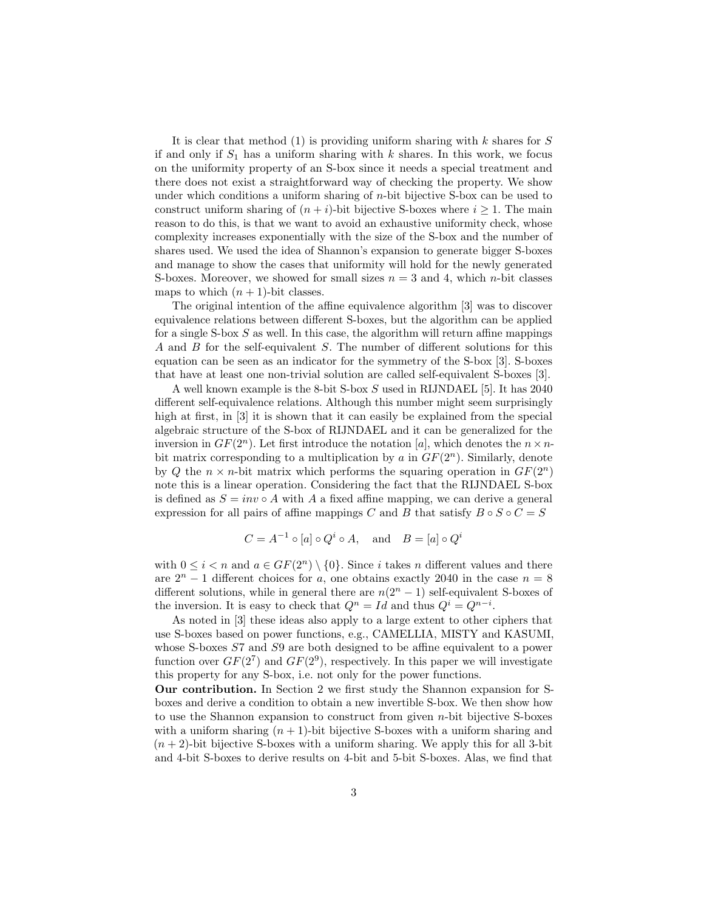It is clear that method (1) is providing uniform sharing with $k$ shares for $S$ if and only if $S_1$ has a uniform sharing with $k$ shares. In this work, we focus on the uniformity property of an S-box since it needs a special treatment and there does not exist a straightforward way of checking the property. We show under which conditions a uniform sharing of $n$-bit bijective S-box can be used to construct uniform sharing of $(n+i)$-bit bijective S-boxes where $i \geq 1$. The main reason to do this, is that we want to avoid an exhaustive uniformity check, whose complexity increases exponentially with the size of the S-box and the number of shares used. We used the idea of Shannon's expansion to generate bigger S-boxes and manage to show the cases that uniformity will hold for the newly generated S-boxes. Moreover, we showed for small sizes $n = 3$ and 4, which $n$-bit classes maps to which $(n+1)$-bit classes.

The original intention of the affine equivalence algorithm [3] was to discover equivalence relations between different S-boxes, but the algorithm can be applied for a single S-box $S$ as well. In this case, the algorithm will return affine mappings $A$ and $B$ for the self-equivalent $S$. The number of different solutions for this equation can be seen as an indicator for the symmetry of the S-box [3]. S-boxes that have at least one non-trivial solution are called self-equivalent S-boxes [3].

A well known example is the 8-bit S-box $S$ used in RIJNDAEL [5]. It has 2040 different self-equivalence relations. Although this number might seem surprisingly high at first, in [3] it is shown that it can easily be explained from the special algebraic structure of the S-box of RIJNDAEL and it can be generalized for the inversion in $GF(2^n)$. Let first introduce the notation $[a]$, which denotes the $n \times n$-bit matrix corresponding to a multiplication by $a$ in $GF(2^n)$. Similarly, denote by $Q$ the $n \times n$-bit matrix which performs the squaring operation in $GF(2^n)$ note this is a linear operation. Considering the fact that the RIJNDAEL S-box is defined as $S = inv \circ A$ with $A$ a fixed affine mapping, we can derive a general expression for all pairs of affine mappings $C$ and $B$ that satisfy $B \circ S \circ C = S$

$$C = A^{-1} \circ [a] \circ Q^i \circ A, \quad \text{and} \quad B = [a] \circ Q^i$$

with $0 \leq i < n$ and $a \in GF(2^n) \setminus \{0\}$. Since $i$ takes $n$ different values and there are $2^n - 1$ different choices for $a$, one obtains exactly 2040 in the case $n = 8$ different solutions, while in general there are $n(2^n - 1)$ self-equivalent S-boxes of the inversion. It is easy to check that $Q^n = Id$ and thus $Q^i = Q^{n-i}$.

As noted in [3] these ideas also apply to a large extent to other ciphers that use S-boxes based on power functions, e.g., CAMELLIA, MISTY and KASUMI, whose S-boxes $S7$ and $S9$ are both designed to be affine equivalent to a power function over $GF(2^7)$ and $GF(2^9)$, respectively. In this paper we will investigate this property for any S-box, i.e. not only for the power functions.

**Our contribution.** In Section 2 we first study the Shannon expansion for S-boxes and derive a condition to obtain a new invertible S-box. We then show how to use the Shannon expansion to construct from given $n$-bit bijective S-boxes with a uniform sharing $(n+1)$-bit bijective S-boxes with a uniform sharing and $(n+2)$-bit bijective S-boxes with a uniform sharing. We apply this for all 3-bit and 4-bit S-boxes to derive results on 4-bit and 5-bit S-boxes. Alas, we find that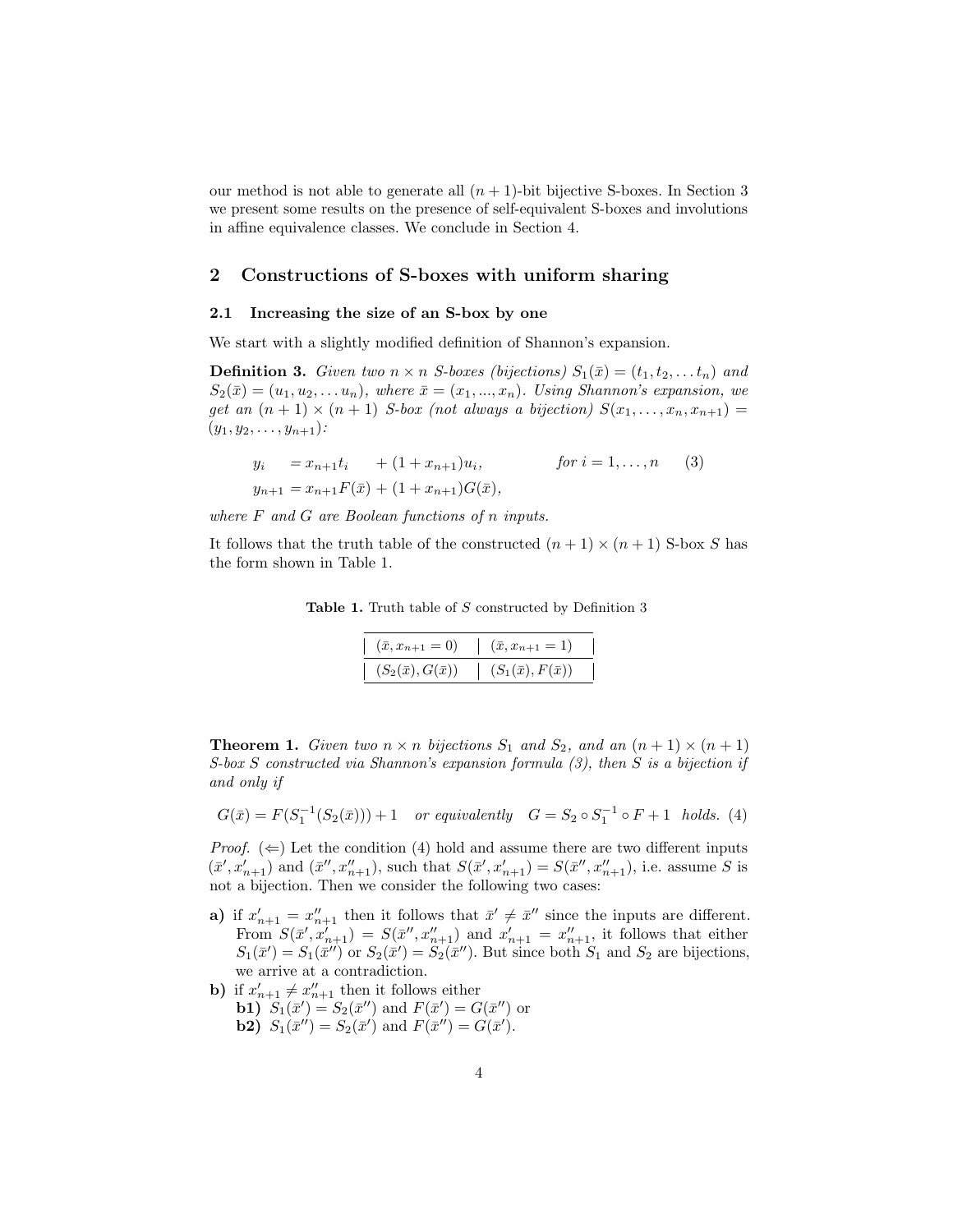our method is not able to generate all $(n+1)$-bit bijective S-boxes. In Section 3 we present some results on the presence of self-equivalent S-boxes and involutions in affine equivalence classes. We conclude in Section 4.

## 2 Constructions of S-boxes with uniform sharing

### 2.1 Increasing the size of an S-box by one

We start with a slightly modified definition of Shannon's expansion.

**Definition 3.** *Given two $n \times n$ S-boxes (bijections) $S_1(\bar{x}) = (t_1, t_2, \dots t_n)$ and $S_2(\bar{x}) = (u_1, u_2, \dots u_n)$, where $\bar{x} = (x_1, ..., x_n)$. Using Shannon's expansion, we get an $(n+1) \times (n+1)$ S-box (not always a bijection) $S(x_1, \dots, x_n, x_{n+1}) = (y_1, y_2, \dots, y_{n+1})$:*

$$
\begin{aligned}
y_i \quad &= x_{n+1} t_i \quad + (1 + x_{n+1}) u_i, \qquad\qquad \text{for } i = 1, \dots, n \qquad (3)\\
y_{n+1} &= x_{n+1} F(\bar{x}) + (1 + x_{n+1}) G(\bar{x}),
\end{aligned}
$$

*where $F$ and $G$ are Boolean functions of $n$ inputs.*

It follows that the truth table of the constructed $(n+1) \times (n+1)$ S-box $S$ has the form shown in Table 1.

**Table 1.** Truth table of $S$ constructed by Definition 3

| $(\bar{x}, x_{n+1} = 0)$ | $(\bar{x}, x_{n+1} = 1)$ |
|---|---|
| $(S_2(\bar{x}), G(\bar{x}))$ | $(S_1(\bar{x}), F(\bar{x}))$ |

**Theorem 1.** *Given two $n \times n$ bijections $S_1$ and $S_2$, and an $(n+1) \times (n+1)$ S-box $S$ constructed via Shannon's expansion formula (3), then $S$ is a bijection if and only if*

$$
G(\bar{x}) = F(S_1^{-1}(S_2(\bar{x}))) + 1 \quad \text{or equivalently} \quad G = S_2 \circ S_1^{-1} \circ F + 1 \quad \text{holds.} \quad (4)
$$

*Proof.* ($\Leftarrow$) Let the condition (4) hold and assume there are two different inputs $(\bar{x}', x'_{n+1})$ and $(\bar{x}'', x''_{n+1})$, such that $S(\bar{x}', x'_{n+1}) = S(\bar{x}'', x''_{n+1})$, i.e. assume $S$ is not a bijection. Then we consider the following two cases:

- **a)** if $x'_{n+1} = x''_{n+1}$ then it follows that $\bar{x}' \neq \bar{x}''$ since the inputs are different. From $S(\bar{x}', x'_{n+1}) = S(\bar{x}'', x''_{n+1})$ and $x'_{n+1} = x''_{n+1}$, it follows that either $S_1(\bar{x}') = S_1(\bar{x}'')$ or $S_2(\bar{x}') = S_2(\bar{x}'')$. But since both $S_1$ and $S_2$ are bijections, we arrive at a contradiction.
- **b)** if $x'_{n+1} \neq x''_{n+1}$ then it follows either
  - **b1)** $S_1(\bar{x}') = S_2(\bar{x}'')$ and $F(\bar{x}') = G(\bar{x}'')$ or
  - **b2)** $S_1(\bar{x}'') = S_2(\bar{x}')$ and $F(\bar{x}'') = G(\bar{x}')$.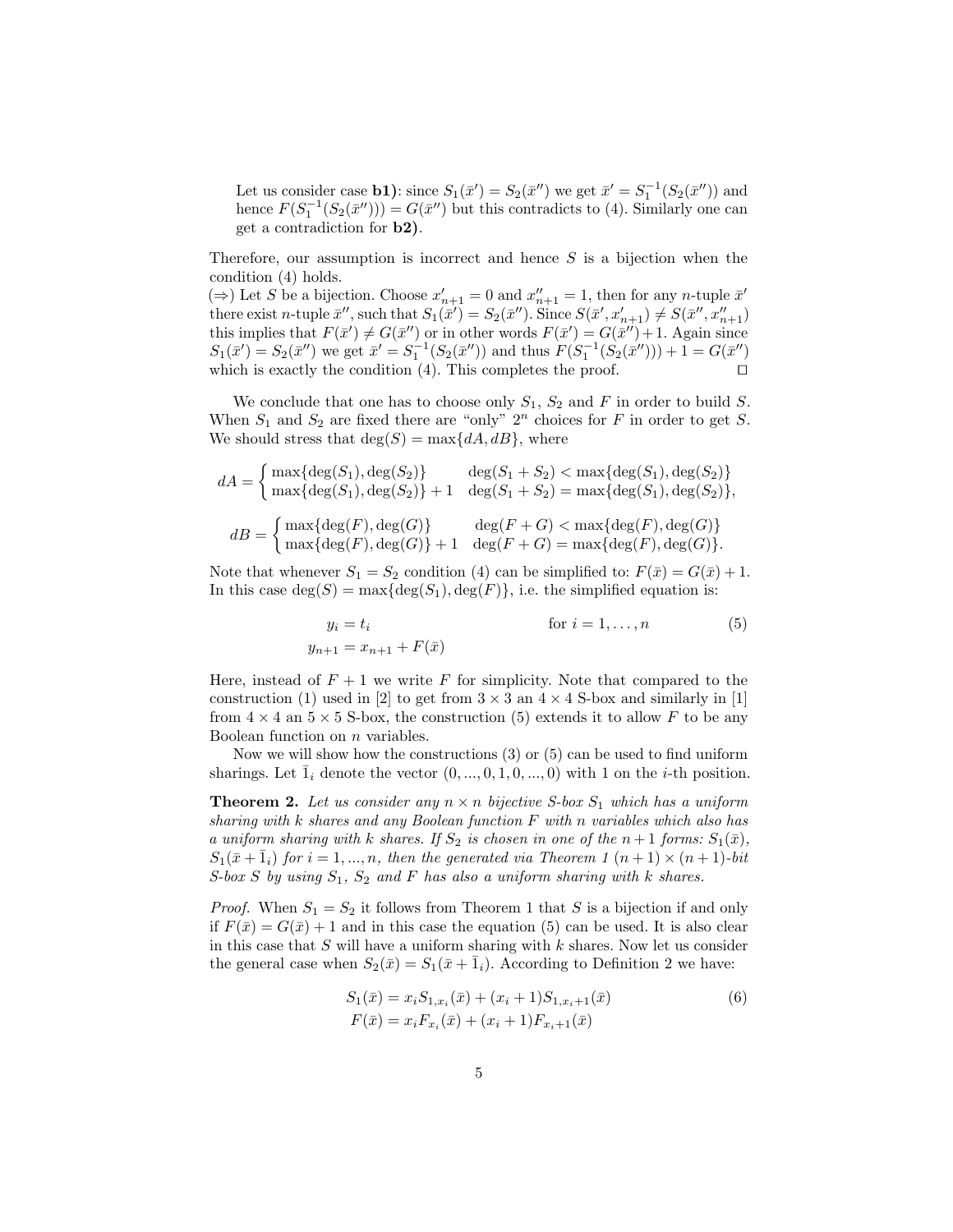Let us consider case **b1)**: since $S_1(\bar{x}') = S_2(\bar{x}'')$ we get $\bar{x}' = S_1^{-1}(S_2(\bar{x}''))$ and hence $F(S_1^{-1}(S_2(\bar{x}''))) = G(\bar{x}'')$ but this contradicts to (4). Similarly one can get a contradiction for **b2)**.

Therefore, our assumption is incorrect and hence $S$ is a bijection when the condition (4) holds.
($\Rightarrow$) Let $S$ be a bijection. Choose $x'_{n+1} = 0$ and $x''_{n+1} = 1$, then for any $n$-tuple $\bar{x}'$ there exist $n$-tuple $\bar{x}''$, such that $S_1(\bar{x}') = S_2(\bar{x}'')$. Since $S(\bar{x}', x'_{n+1}) \neq S(\bar{x}'', x''_{n+1})$ this implies that $F(\bar{x}') \neq G(\bar{x}'')$ or in other words $F(\bar{x}') = G(\bar{x}'')+1$. Again since $S_1(\bar{x}') = S_2(\bar{x}'')$ we get $\bar{x}' = S_1^{-1}(S_2(\bar{x}''))$ and thus $F(S_1^{-1}(S_2(\bar{x}''))) + 1 = G(\bar{x}'')$ which is exactly the condition (4). This completes the proof. $\square$

We conclude that one has to choose only $S_1$, $S_2$ and $F$ in order to build $S$. When $S_1$ and $S_2$ are fixed there are "only" $2^n$ choices for $F$ in order to get $S$. We should stress that $\deg(S) = \max\{dA, dB\}$, where

$$dA = \begin{cases} \max\{\deg(S_1), \deg(S_2)\} & \deg(S_1+S_2) < \max\{\deg(S_1), \deg(S_2)\} \\ \max\{\deg(S_1), \deg(S_2)\}+1 & \deg(S_1+S_2) = \max\{\deg(S_1), \deg(S_2)\}, \end{cases}$$

$$dB = \begin{cases} \max\{\deg(F), \deg(G)\} & \deg(F+G) < \max\{\deg(F), \deg(G)\} \\ \max\{\deg(F), \deg(G)\}+1 & \deg(F+G) = \max\{\deg(F), \deg(G)\}. \end{cases}$$

Note that whenever $S_1 = S_2$ condition (4) can be simplified to: $F(\bar{x}) = G(\bar{x}) + 1$. In this case $\deg(S) = \max\{\deg(S_1), \deg(F)\}$, i.e. the simplified equation is:

$$\begin{aligned} y_i &= t_i \qquad\qquad \text{for } i = 1, \ldots, n \\ y_{n+1} &= x_{n+1} + F(\bar{x}) \end{aligned} \tag{5}$$

Here, instead of $F + 1$ we write $F$ for simplicity. Note that compared to the construction (1) used in [2] to get from $3 \times 3$ an $4 \times 4$ S-box and similarly in [1] from $4 \times 4$ an $5 \times 5$ S-box, the construction (5) extends it to allow $F$ to be any Boolean function on $n$ variables.

Now we will show how the constructions (3) or (5) can be used to find uniform sharings. Let $\bar{1}_i$ denote the vector $(0, ..., 0, 1, 0, ..., 0)$ with 1 on the $i$-th position.

**Theorem 2.** *Let us consider any $n \times n$ bijective S-box $S_1$ which has a uniform sharing with $k$ shares and any Boolean function $F$ with $n$ variables which also has a uniform sharing with $k$ shares. If $S_2$ is chosen in one of the $n+1$ forms: $S_1(\bar{x})$, $S_1(\bar{x} + \bar{1}_i)$ for $i = 1, ..., n$, then the generated via Theorem 1 $(n+1) \times (n+1)$-bit S-box $S$ by using $S_1$, $S_2$ and $F$ has also a uniform sharing with $k$ shares.*

*Proof.* When $S_1 = S_2$ it follows from Theorem 1 that $S$ is a bijection if and only if $F(\bar{x}) = G(\bar{x}) + 1$ and in this case the equation (5) can be used. It is also clear in this case that $S$ will have a uniform sharing with $k$ shares. Now let us consider the general case when $S_2(\bar{x}) = S_1(\bar{x} + \bar{1}_i)$. According to Definition 2 we have:

$$\begin{aligned} S_1(\bar{x}) &= x_i S_{1,x_i}(\bar{x}) + (x_i + 1) S_{1,x_i+1}(\bar{x}) \\ F(\bar{x}) &= x_i F_{x_i}(\bar{x}) + (x_i + 1) F_{x_i+1}(\bar{x}) \end{aligned} \tag{6}$$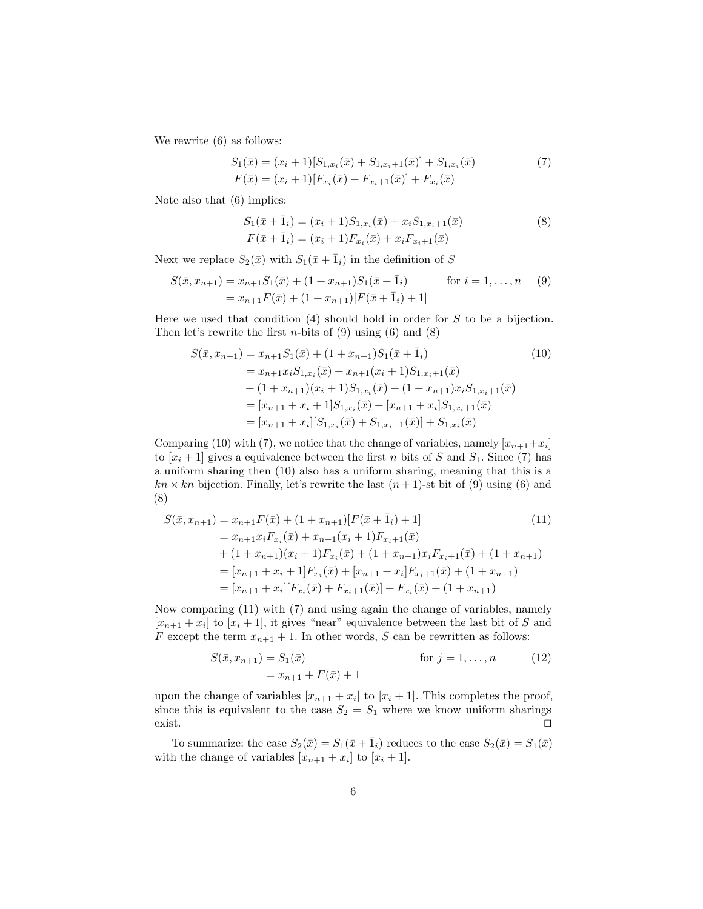We rewrite (6) as follows:

$$
\begin{aligned}
S_1(\bar{x}) &= (x_i + 1)[S_{1,x_i}(\bar{x}) + S_{1,x_i+1}(\bar{x})] + S_{1,x_i}(\bar{x}) \\
F(\bar{x}) &= (x_i + 1)[F_{x_i}(\bar{x}) + F_{x_i+1}(\bar{x})] + F_{x_i}(\bar{x})
\end{aligned}
\tag{7}
$$

Note also that (6) implies:

$$
\begin{aligned}
S_1(\bar{x} + \bar{1}_i) &= (x_i + 1)S_{1,x_i}(\bar{x}) + x_i S_{1,x_i+1}(\bar{x}) \\
F(\bar{x} + \bar{1}_i) &= (x_i + 1)F_{x_i}(\bar{x}) + x_i F_{x_i+1}(\bar{x})
\end{aligned}
\tag{8}
$$

Next we replace $S_2(\bar{x})$ with $S_1(\bar{x} + \bar{1}_i)$ in the definition of $S$

$$
\begin{aligned}
S(\bar{x}, x_{n+1}) &= x_{n+1}S_1(\bar{x}) + (1 + x_{n+1})S_1(\bar{x} + \bar{1}_i) \qquad \text{for } i = 1, \ldots, n \\
&= x_{n+1}F(\bar{x}) + (1 + x_{n+1})[F(\bar{x} + \bar{1}_i) + 1]
\end{aligned}
\tag{9}
$$

Here we used that condition (4) should hold in order for $S$ to be a bijection. Then let's rewrite the first $n$-bits of (9) using (6) and (8)

$$
\begin{aligned}
S(\bar{x}, x_{n+1}) &= x_{n+1}S_1(\bar{x}) + (1 + x_{n+1})S_1(\bar{x} + \bar{1}_i) \\
&= x_{n+1}x_i S_{1,x_i}(\bar{x}) + x_{n+1}(x_i + 1)S_{1,x_i+1}(\bar{x}) \\
&+ (1 + x_{n+1})(x_i + 1)S_{1,x_i}(\bar{x}) + (1 + x_{n+1})x_i S_{1,x_i+1}(\bar{x}) \\
&= [x_{n+1} + x_i + 1]S_{1,x_i}(\bar{x}) + [x_{n+1} + x_i]S_{1,x_i+1}(\bar{x}) \\
&= [x_{n+1} + x_i][S_{1,x_i}(\bar{x}) + S_{1,x_i+1}(\bar{x})] + S_{1,x_i}(\bar{x})
\end{aligned}
\tag{10}
$$

Comparing (10) with (7), we notice that the change of variables, namely $[x_{n+1}+x_i]$ to $[x_i + 1]$ gives a equivalence between the first $n$ bits of $S$ and $S_1$. Since (7) has a uniform sharing then (10) also has a uniform sharing, meaning that this is a $kn \times kn$ bijection. Finally, let's rewrite the last $(n+1)$-st bit of (9) using (6) and (8)

$$
\begin{aligned}
S(\bar{x}, x_{n+1}) &= x_{n+1}F(\bar{x}) + (1 + x_{n+1})[F(\bar{x} + \bar{1}_i) + 1] \\
&= x_{n+1}x_i F_{x_i}(\bar{x}) + x_{n+1}(x_i + 1)F_{x_i+1}(\bar{x}) \\
&+ (1 + x_{n+1})(x_i + 1)F_{x_i}(\bar{x}) + (1 + x_{n+1})x_i F_{x_i+1}(\bar{x}) + (1 + x_{n+1}) \\
&= [x_{n+1} + x_i + 1]F_{x_i}(\bar{x}) + [x_{n+1} + x_i]F_{x_i+1}(\bar{x}) + (1 + x_{n+1}) \\
&= [x_{n+1} + x_i][F_{x_i}(\bar{x}) + F_{x_i+1}(\bar{x})] + F_{x_i}(\bar{x}) + (1 + x_{n+1})
\end{aligned}
\tag{11}
$$

Now comparing (11) with (7) and using again the change of variables, namely $[x_{n+1} + x_i]$ to $[x_i + 1]$, it gives "near" equivalence between the last bit of $S$ and $F$ except the term $x_{n+1} + 1$. In other words, $S$ can be rewritten as follows:

$$
\begin{aligned}
S(\bar{x}, x_{n+1}) &= S_1(\bar{x}) \qquad \text{for } j = 1, \ldots, n \\
&= x_{n+1} + F(\bar{x}) + 1
\end{aligned}
\tag{12}
$$

upon the change of variables $[x_{n+1} + x_i]$ to $[x_i + 1]$. This completes the proof, since this is equivalent to the case $S_2 = S_1$ where we know uniform sharings exist. ◻

To summarize: the case $S_2(\bar{x}) = S_1(\bar{x} + \bar{1}_i)$ reduces to the case $S_2(\bar{x}) = S_1(\bar{x})$ with the change of variables $[x_{n+1} + x_i]$ to $[x_i + 1]$.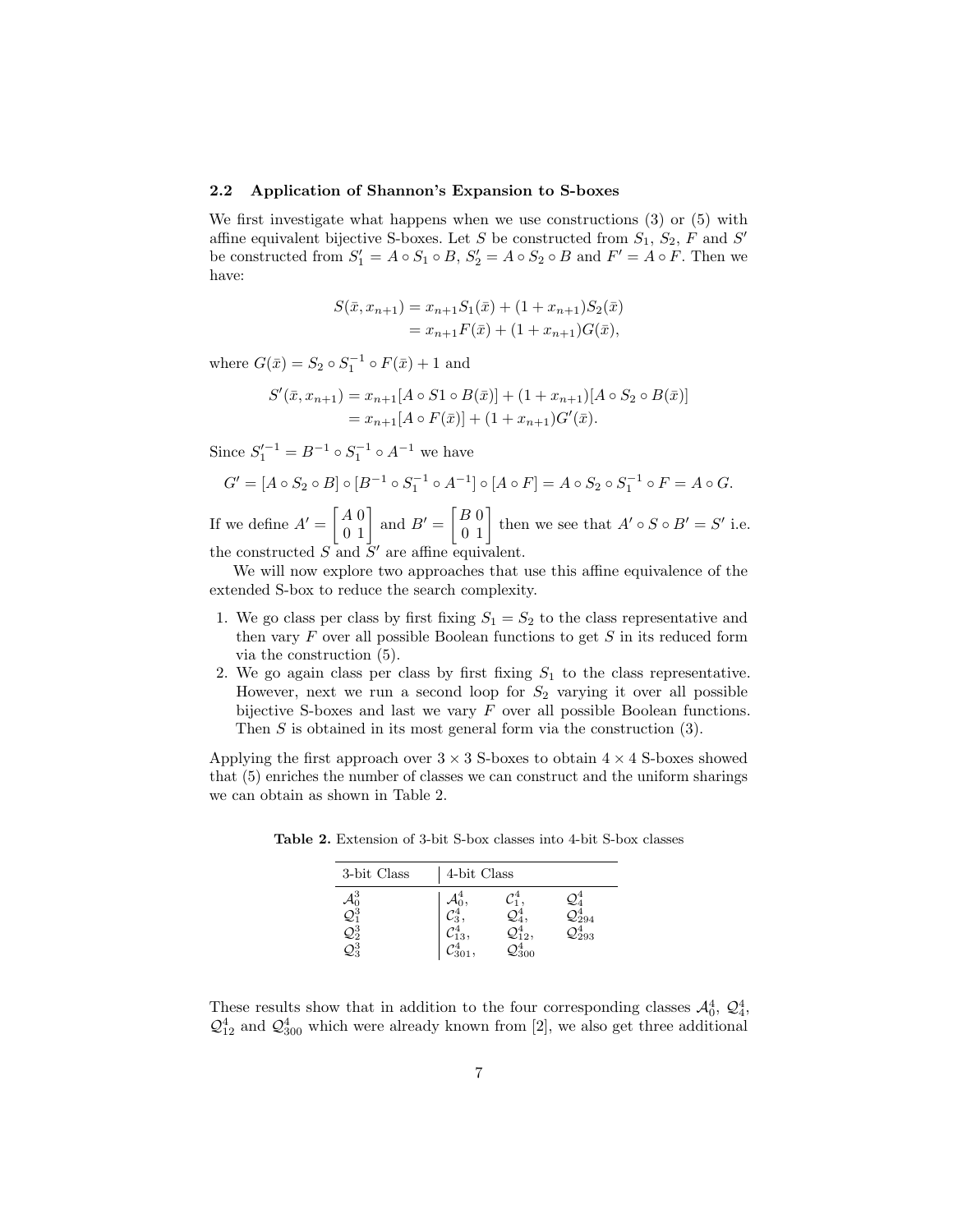### 2.2 Application of Shannon's Expansion to S-boxes

We first investigate what happens when we use constructions (3) or (5) with affine equivalent bijective S-boxes. Let $S$ be constructed from $S_1$, $S_2$, $F$ and $S'$ be constructed from $S_1' = A \circ S_1 \circ B$, $S_2' = A \circ S_2 \circ B$ and $F' = A \circ F$. Then we have:

$$
\begin{aligned}
S(\bar{x}, x_{n+1}) &= x_{n+1}S_1(\bar{x}) + (1 + x_{n+1})S_2(\bar{x}) \\
&= x_{n+1}F(\bar{x}) + (1 + x_{n+1})G(\bar{x}),
\end{aligned}
$$

where $G(\bar{x}) = S_2 \circ S_1^{-1} \circ F(\bar{x}) + 1$ and

$$
\begin{aligned}
S'(\bar{x}, x_{n+1}) &= x_{n+1}[A \circ S1 \circ B(\bar{x})] + (1 + x_{n+1})[A \circ S_2 \circ B(\bar{x})] \\
&= x_{n+1}[A \circ F(\bar{x})] + (1 + x_{n+1})G'(\bar{x}).
\end{aligned}
$$

Since $S_1'^{-1} = B^{-1} \circ S_1^{-1} \circ A^{-1}$ we have

$$
G' = [A \circ S_2 \circ B] \circ [B^{-1} \circ S_1^{-1} \circ A^{-1}] \circ [A \circ F] = A \circ S_2 \circ S_1^{-1} \circ F = A \circ G.
$$

If we define $A' = \begin{bmatrix} A & 0 \\ 0 & 1 \end{bmatrix}$ and $B' = \begin{bmatrix} B & 0 \\ 0 & 1 \end{bmatrix}$ then we see that $A' \circ S \circ B' = S'$ i.e. the constructed $S$ and $S'$ are affine equivalent.

We will now explore two approaches that use this affine equivalence of the extended S-box to reduce the search complexity.

1. We go class per class by first fixing $S_1 = S_2$ to the class representative and then vary $F$ over all possible Boolean functions to get $S$ in its reduced form via the construction (5).
2. We go again class per class by first fixing $S_1$ to the class representative. However, next we run a second loop for $S_2$ varying it over all possible bijective S-boxes and last we vary $F$ over all possible Boolean functions. Then $S$ is obtained in its most general form via the construction (3).

Applying the first approach over $3 \times 3$ S-boxes to obtain $4 \times 4$ S-boxes showed that (5) enriches the number of classes we can construct and the uniform sharings we can obtain as shown in Table 2.

**Table 2.** Extension of 3-bit S-box classes into 4-bit S-box classes

| 3-bit Class | 4-bit Class | | |
|---|---|---|---|
| $\mathcal{A}_0^3$ | $\mathcal{A}_0^4$, | $\mathcal{C}_1^4$, | $\mathcal{Q}_4^4$ |
| $\mathcal{Q}_1^3$ | $\mathcal{C}_3^4$, | $\mathcal{Q}_4^4$, | $\mathcal{Q}_{294}^4$ |
| $\mathcal{Q}_2^3$ | $\mathcal{C}_{13}^4$, | $\mathcal{Q}_{12}^4$, | $\mathcal{Q}_{293}^4$ |
| $\mathcal{Q}_3^3$ | $\mathcal{C}_{301}^4$, | $\mathcal{Q}_{300}^4$ | |

These results show that in addition to the four corresponding classes $\mathcal{A}_0^4$, $\mathcal{Q}_4^4$, $\mathcal{Q}_{12}^4$ and $\mathcal{Q}_{300}^4$ which were already known from [2], we also get three additional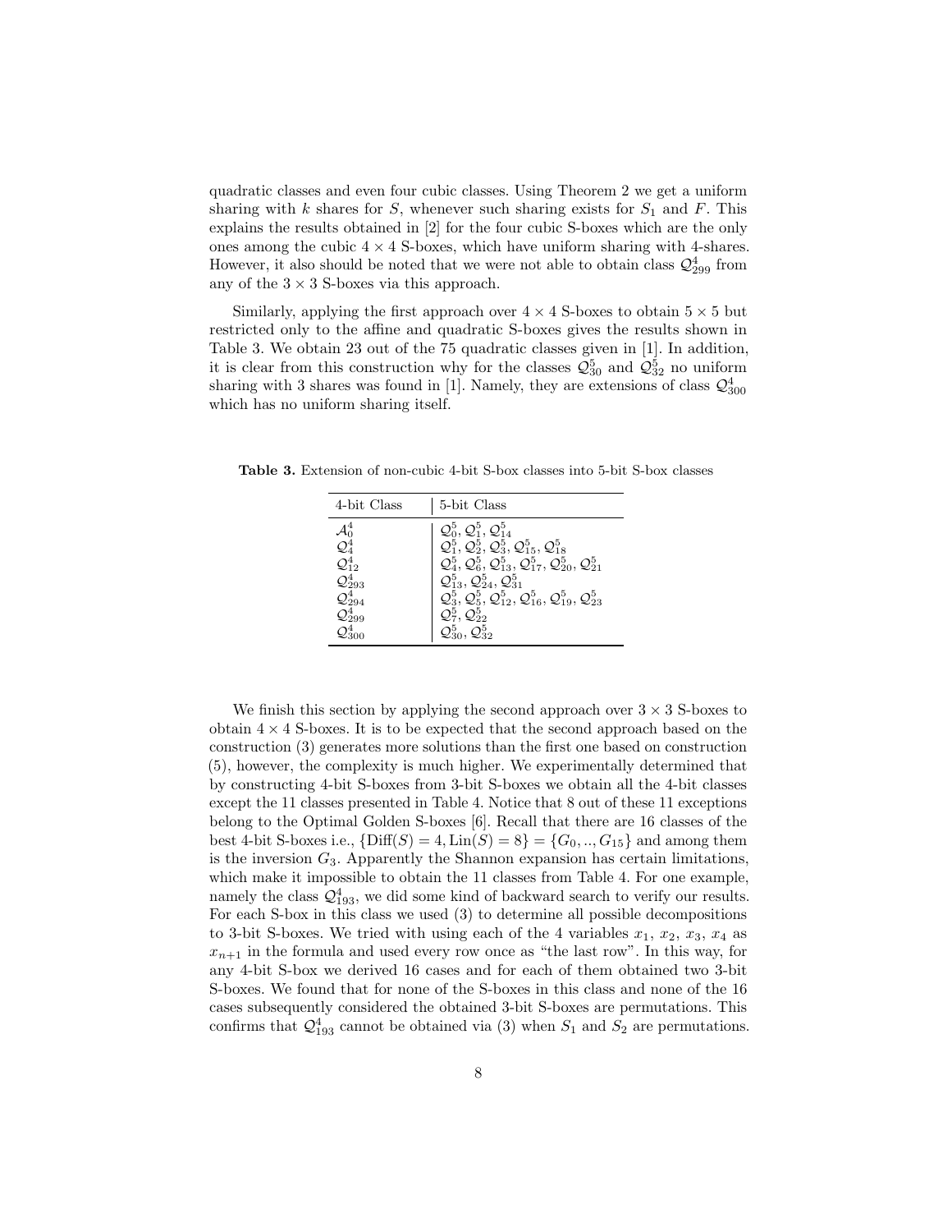quadratic classes and even four cubic classes. Using Theorem 2 we get a uniform sharing with $k$ shares for $S$, whenever such sharing exists for $S_1$ and $F$. This explains the results obtained in [2] for the four cubic S-boxes which are the only ones among the cubic $4 \times 4$ S-boxes, which have uniform sharing with 4-shares. However, it also should be noted that we were not able to obtain class $\mathcal{Q}^4_{299}$ from any of the $3 \times 3$ S-boxes via this approach.

Similarly, applying the first approach over $4 \times 4$ S-boxes to obtain $5 \times 5$ but restricted only to the affine and quadratic S-boxes gives the results shown in Table 3. We obtain 23 out of the 75 quadratic classes given in [1]. In addition, it is clear from this construction why for the classes $\mathcal{Q}^5_{30}$ and $\mathcal{Q}^5_{32}$ no uniform sharing with 3 shares was found in [1]. Namely, they are extensions of class $\mathcal{Q}^4_{300}$ which has no uniform sharing itself.

**Table 3.** Extension of non-cubic 4-bit S-box classes into 5-bit S-box classes

| 4-bit Class | 5-bit Class |
|---|---|
| $\mathcal{A}^4_0$ | $\mathcal{Q}^5_0, \mathcal{Q}^5_1, \mathcal{Q}^5_{14}$ |
| $\mathcal{Q}^4_4$ | $\mathcal{Q}^5_1, \mathcal{Q}^5_2, \mathcal{Q}^5_3, \mathcal{Q}^5_{15}, \mathcal{Q}^5_{18}$ |
| $\mathcal{Q}^4_{12}$ | $\mathcal{Q}^5_4, \mathcal{Q}^5_6, \mathcal{Q}^5_{13}, \mathcal{Q}^5_{17}, \mathcal{Q}^5_{20}, \mathcal{Q}^5_{21}$ |
| $\mathcal{Q}^4_{293}$ | $\mathcal{Q}^5_{13}, \mathcal{Q}^5_{24}, \mathcal{Q}^5_{31}$ |
| $\mathcal{Q}^4_{294}$ | $\mathcal{Q}^5_3, \mathcal{Q}^5_5, \mathcal{Q}^5_{12}, \mathcal{Q}^5_{16}, \mathcal{Q}^5_{19}, \mathcal{Q}^5_{23}$ |
| $\mathcal{Q}^4_{299}$ | $\mathcal{Q}^5_7, \mathcal{Q}^5_{22}$ |
| $\mathcal{Q}^4_{300}$ | $\mathcal{Q}^5_{30}, \mathcal{Q}^5_{32}$ |

We finish this section by applying the second approach over $3 \times 3$ S-boxes to obtain $4 \times 4$ S-boxes. It is to be expected that the second approach based on the construction (3) generates more solutions than the first one based on construction (5), however, the complexity is much higher. We experimentally determined that by constructing 4-bit S-boxes from 3-bit S-boxes we obtain all the 4-bit classes except the 11 classes presented in Table 4. Notice that 8 out of these 11 exceptions belong to the Optimal Golden S-boxes [6]. Recall that there are 16 classes of the best 4-bit S-boxes i.e., $\{\mathrm{Diff}(S) = 4, \mathrm{Lin}(S) = 8\} = \{G_0, .., G_{15}\}$ and among them is the inversion $G_3$. Apparently the Shannon expansion has certain limitations, which make it impossible to obtain the 11 classes from Table 4. For one example, namely the class $\mathcal{Q}^4_{193}$, we did some kind of backward search to verify our results. For each S-box in this class we used (3) to determine all possible decompositions to 3-bit S-boxes. We tried with using each of the 4 variables $x_1$, $x_2$, $x_3$, $x_4$ as $x_{n+1}$ in the formula and used every row once as "the last row". In this way, for any 4-bit S-box we derived 16 cases and for each of them obtained two 3-bit S-boxes. We found that for none of the S-boxes in this class and none of the 16 cases subsequently considered the obtained 3-bit S-boxes are permutations. This confirms that $\mathcal{Q}^4_{193}$ cannot be obtained via (3) when $S_1$ and $S_2$ are permutations.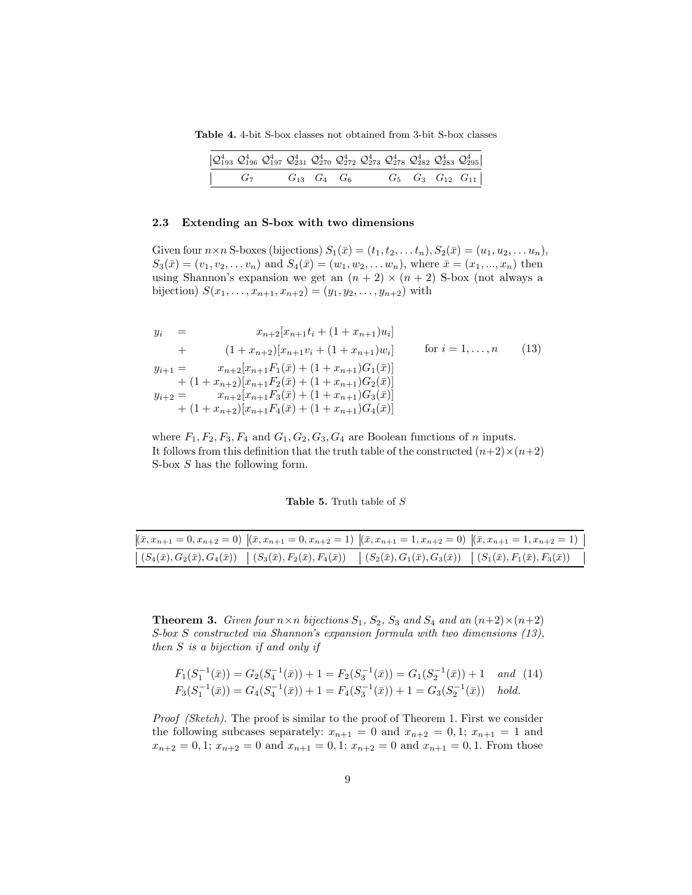**Table 4.** 4-bit S-box classes not obtained from 3-bit S-box classes

| $\mathcal{Q}^4_{193}$ | $\mathcal{Q}^4_{196}$ | $\mathcal{Q}^4_{197}$ | $\mathcal{Q}^4_{231}$ | $\mathcal{Q}^4_{270}$ | $\mathcal{Q}^4_{272}$ | $\mathcal{Q}^4_{273}$ | $\mathcal{Q}^4_{278}$ | $\mathcal{Q}^4_{282}$ | $\mathcal{Q}^4_{283}$ | $\mathcal{Q}^4_{295}$ |
|---|---|---|---|---|---|---|---|---|---|---|
| | $G_7$ | | $G_{13}$ | $G_4$ | $G_6$ | | $G_5$ | $G_3$ | $G_{12}$ | $G_{11}$ |

### 2.3 Extending an S-box with two dimensions

Given four $n\times n$ S-boxes (bijections) $S_1(\bar{x}) = (t_1, t_2, \dots t_n)$, $S_2(\bar{x}) = (u_1, u_2, \dots u_n)$, $S_3(\bar{x}) = (v_1, v_2, \dots v_n)$ and $S_4(\bar{x}) = (w_1, w_2, \dots w_n)$, where $\bar{x} = (x_1, ..., x_n)$ then using Shannon's expansion we get an $(n+2)\times(n+2)$ S-box (not always a bijection) $S(x_1, \dots, x_{n+1}, x_{n+2}) = (y_1, y_2, \dots, y_{n+2})$ with

$$
\begin{aligned}
y_i \;&=\; x_{n+2}[x_{n+1}t_i + (1+x_{n+1})u_i] \\
&+\; (1+x_{n+2})[x_{n+1}v_i + (1+x_{n+1})w_i] \qquad \text{for } i = 1,\dots,n \\
y_{i+1} &= x_{n+2}[x_{n+1}F_1(\bar{x}) + (1+x_{n+1})G_1(\bar{x})] \\
&+ (1+x_{n+2})[x_{n+1}F_2(\bar{x}) + (1+x_{n+1})G_2(\bar{x})] \\
y_{i+2} &= x_{n+2}[x_{n+1}F_3(\bar{x}) + (1+x_{n+1})G_3(\bar{x})] \\
&+ (1+x_{n+2})[x_{n+1}F_4(\bar{x}) + (1+x_{n+1})G_4(\bar{x})]
\end{aligned}
\tag{13}
$$

where $F_1, F_2, F_3, F_4$ and $G_1, G_2, G_3, G_4$ are Boolean functions of $n$ inputs.
It follows from this definition that the truth table of the constructed $(n+2)\times(n+2)$ S-box $S$ has the following form.

**Table 5.** Truth table of $S$

| $(\bar{x}, x_{n+1}=0, x_{n+2}=0)$ | $(\bar{x}, x_{n+1}=0, x_{n+2}=1)$ | $(\bar{x}, x_{n+1}=1, x_{n+2}=0)$ | $(\bar{x}, x_{n+1}=1, x_{n+2}=1)$ |
|---|---|---|---|
| $(S_4(\bar{x}), G_2(\bar{x}), G_4(\bar{x}))$ | $(S_3(\bar{x}), F_2(\bar{x}), F_4(\bar{x}))$ | $(S_2(\bar{x}), G_1(\bar{x}), G_3(\bar{x}))$ | $(S_1(\bar{x}), F_1(\bar{x}), F_3(\bar{x}))$ |

**Theorem 3.** *Given four $n\times n$ bijections $S_1$, $S_2$, $S_3$ and $S_4$ and an $(n+2)\times(n+2)$ S-box $S$ constructed via Shannon's expansion formula with two dimensions (13), then $S$ is a bijection if and only if*

$$
\begin{aligned}
&F_1(S_1^{-1}(\bar{x})) = G_2(S_4^{-1}(\bar{x})) + 1 = F_2(S_3^{-1}(\bar{x})) = G_1(S_2^{-1}(\bar{x})) + 1 \quad \text{and} \\
&F_3(S_1^{-1}(\bar{x})) = G_4(S_4^{-1}(\bar{x})) + 1 = F_4(S_3^{-1}(\bar{x})) + 1 = G_3(S_2^{-1}(\bar{x})) \quad \text{hold.}
\end{aligned}
\tag{14}
$$

*Proof (Sketch).* The proof is similar to the proof of Theorem 1. First we consider the following subcases separately: $x_{n+1} = 0$ and $x_{n+2} = 0, 1$; $x_{n+1} = 1$ and $x_{n+2} = 0, 1$; $x_{n+2} = 0$ and $x_{n+1} = 0, 1$; $x_{n+2} = 0$ and $x_{n+1} = 0, 1$. From those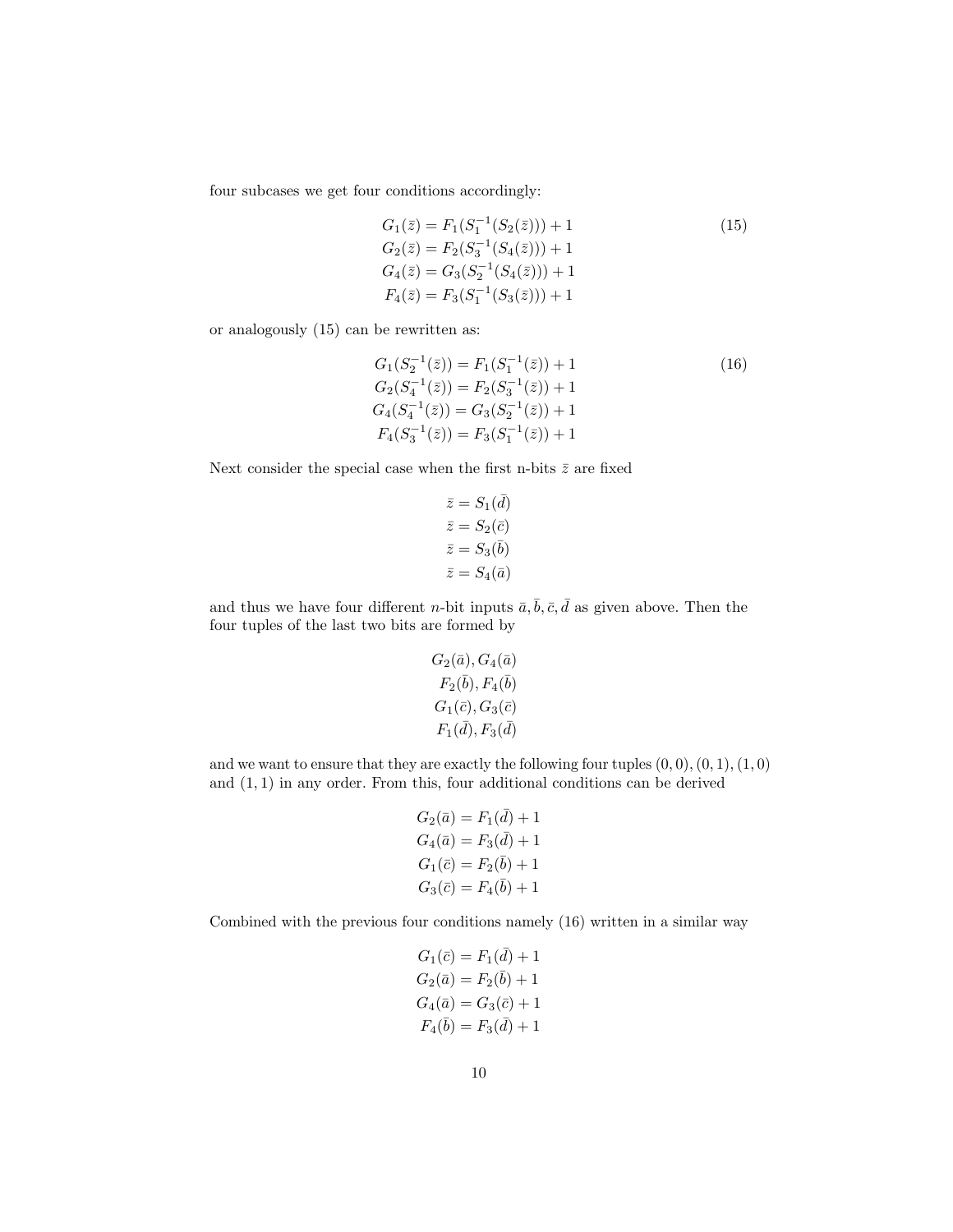four subcases we get four conditions accordingly:

$$
\begin{aligned}
G_1(\bar{z}) &= F_1(S_1^{-1}(S_2(\bar{z}))) + 1 \\
G_2(\bar{z}) &= F_2(S_3^{-1}(S_4(\bar{z}))) + 1 \\
G_4(\bar{z}) &= G_3(S_2^{-1}(S_4(\bar{z}))) + 1 \\
F_4(\bar{z}) &= F_3(S_1^{-1}(S_3(\bar{z}))) + 1
\end{aligned}
\tag{15}
$$

or analogously (15) can be rewritten as:

$$
\begin{aligned}
G_1(S_2^{-1}(\bar{z})) &= F_1(S_1^{-1}(\bar{z})) + 1 \\
G_2(S_4^{-1}(\bar{z})) &= F_2(S_3^{-1}(\bar{z})) + 1 \\
G_4(S_4^{-1}(\bar{z})) &= G_3(S_2^{-1}(\bar{z})) + 1 \\
F_4(S_3^{-1}(\bar{z})) &= F_3(S_1^{-1}(\bar{z})) + 1
\end{aligned}
\tag{16}
$$

Next consider the special case when the first n-bits $\bar{z}$ are fixed

$$
\begin{aligned}
\bar{z} &= S_1(\bar{d}) \\
\bar{z} &= S_2(\bar{c}) \\
\bar{z} &= S_3(\bar{b}) \\
\bar{z} &= S_4(\bar{a})
\end{aligned}
$$

and thus we have four different $n$-bit inputs $\bar{a}, \bar{b}, \bar{c}, \bar{d}$ as given above. Then the four tuples of the last two bits are formed by

$$
\begin{aligned}
&G_2(\bar{a}), G_4(\bar{a}) \\
&F_2(\bar{b}), F_4(\bar{b}) \\
&G_1(\bar{c}), G_3(\bar{c}) \\
&F_1(\bar{d}), F_3(\bar{d})
\end{aligned}
$$

and we want to ensure that they are exactly the following four tuples $(0,0), (0,1), (1,0)$ and $(1,1)$ in any order. From this, four additional conditions can be derived

$$
\begin{aligned}
G_2(\bar{a}) &= F_1(\bar{d}) + 1 \\
G_4(\bar{a}) &= F_3(\bar{d}) + 1 \\
G_1(\bar{c}) &= F_2(\bar{b}) + 1 \\
G_3(\bar{c}) &= F_4(\bar{b}) + 1
\end{aligned}
$$

Combined with the previous four conditions namely (16) written in a similar way

$$
\begin{aligned}
G_1(\bar{c}) &= F_1(\bar{d}) + 1 \\
G_2(\bar{a}) &= F_2(\bar{b}) + 1 \\
G_4(\bar{a}) &= G_3(\bar{c}) + 1 \\
F_4(\bar{b}) &= F_3(\bar{d}) + 1
\end{aligned}
$$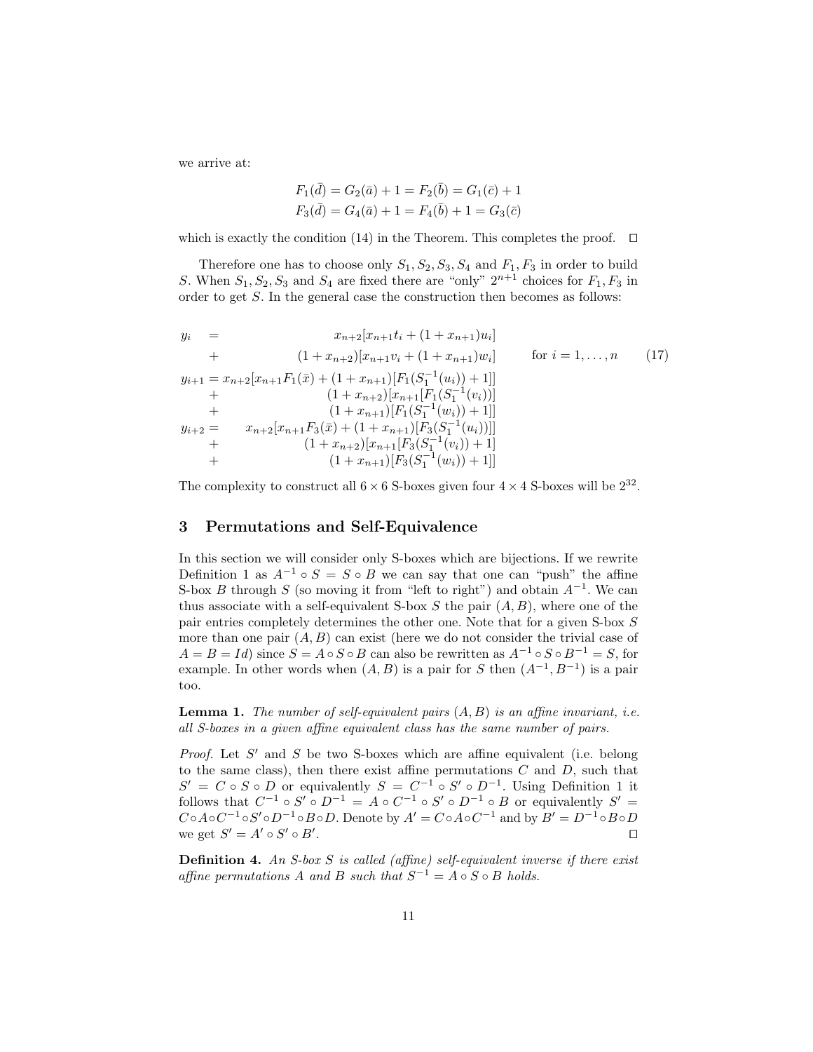we arrive at:

$$F_1(\bar{d}) = G_2(\bar{a}) + 1 = F_2(\bar{b}) = G_1(\bar{c}) + 1$$
$$F_3(\bar{d}) = G_4(\bar{a}) + 1 = F_4(\bar{b}) + 1 = G_3(\bar{c})$$

which is exactly the condition (14) in the Theorem. This completes the proof. $\square$

Therefore one has to choose only $S_1, S_2, S_3, S_4$ and $F_1, F_3$ in order to build $S$. When $S_1, S_2, S_3$ and $S_4$ are fixed there are "only" $2^{n+1}$ choices for $F_1, F_3$ in order to get $S$. In the general case the construction then becomes as follows:

$$\begin{aligned}
y_i \;=\; & \quad x_{n+2}[x_{n+1}t_i + (1+x_{n+1})u_i] \\
+ \; & \quad (1+x_{n+2})[x_{n+1}v_i + (1+x_{n+1})w_i] \qquad \text{for } i = 1,\ldots,n \qquad (17)\\
y_{i+1} = \; & x_{n+2}[x_{n+1}F_1(\bar{x}) + (1+x_{n+1})[F_1(S_1^{-1}(u_i)) + 1]] \\
+ \; & (1+x_{n+2})[x_{n+1}[F_1(S_1^{-1}(v_i))] \\
+ \; & (1+x_{n+1})[F_1(S_1^{-1}(w_i)) + 1]] \\
y_{i+2} = \; & x_{n+2}[x_{n+1}F_3(\bar{x}) + (1+x_{n+1})[F_3(S_1^{-1}(u_i))]] \\
+ \; & (1+x_{n+2})[x_{n+1}[F_3(S_1^{-1}(v_i)) + 1] \\
+ \; & (1+x_{n+1})[F_3(S_1^{-1}(w_i)) + 1]]
\end{aligned}$$

The complexity to construct all $6 \times 6$ S-boxes given four $4 \times 4$ S-boxes will be $2^{32}$.

## 3 Permutations and Self-Equivalence

In this section we will consider only S-boxes which are bijections. If we rewrite Definition 1 as $A^{-1} \circ S = S \circ B$ we can say that one can "push" the affine S-box $B$ through $S$ (so moving it from "left to right") and obtain $A^{-1}$. We can thus associate with a self-equivalent S-box $S$ the pair $(A, B)$, where one of the pair entries completely determines the other one. Note that for a given S-box $S$ more than one pair $(A, B)$ can exist (here we do not consider the trivial case of $A = B = Id$) since $S = A \circ S \circ B$ can also be rewritten as $A^{-1} \circ S \circ B^{-1} = S$, for example. In other words when $(A, B)$ is a pair for $S$ then $(A^{-1}, B^{-1})$ is a pair too.

**Lemma 1.** *The number of self-equivalent pairs $(A, B)$ is an affine invariant, i.e. all S-boxes in a given affine equivalent class has the same number of pairs.*

*Proof.* Let $S'$ and $S$ be two S-boxes which are affine equivalent (i.e. belong to the same class), then there exist affine permutations $C$ and $D$, such that $S' = C \circ S \circ D$ or equivalently $S = C^{-1} \circ S' \circ D^{-1}$. Using Definition 1 it follows that $C^{-1} \circ S' \circ D^{-1} = A \circ C^{-1} \circ S' \circ D^{-1} \circ B$ or equivalently $S' = C \circ A \circ C^{-1} \circ S' \circ D^{-1} \circ B \circ D$. Denote by $A' = C \circ A \circ C^{-1}$ and by $B' = D^{-1} \circ B \circ D$ we get $S' = A' \circ S' \circ B'$. $\square$

**Definition 4.** *An S-box $S$ is called (affine) self-equivalent inverse if there exist affine permutations $A$ and $B$ such that $S^{-1} = A \circ S \circ B$ holds.*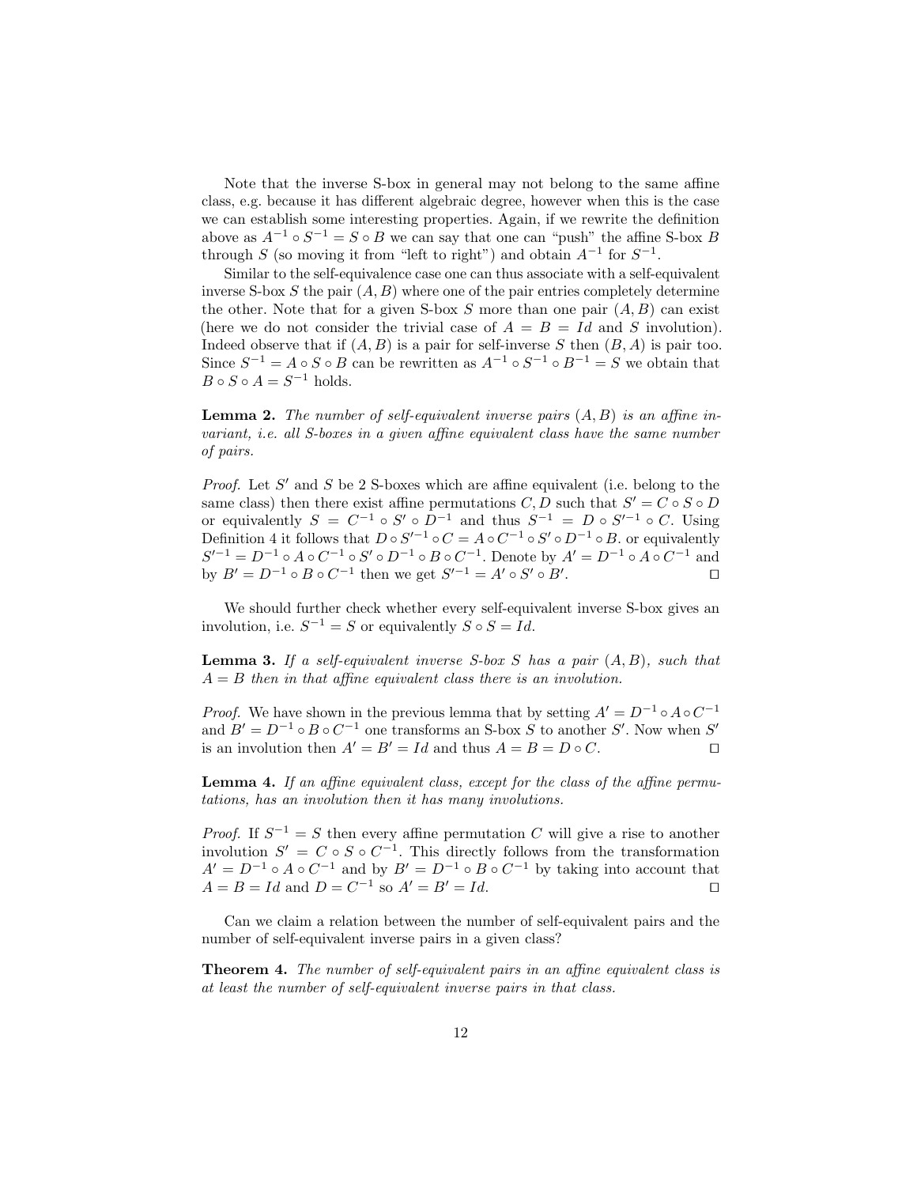Note that the inverse S-box in general may not belong to the same affine class, e.g. because it has different algebraic degree, however when this is the case we can establish some interesting properties. Again, if we rewrite the definition above as $A^{-1} \circ S^{-1} = S \circ B$ we can say that one can "push" the affine S-box $B$ through $S$ (so moving it from "left to right") and obtain $A^{-1}$ for $S^{-1}$.

Similar to the self-equivalence case one can thus associate with a self-equivalent inverse S-box $S$ the pair $(A, B)$ where one of the pair entries completely determine the other. Note that for a given S-box $S$ more than one pair $(A, B)$ can exist (here we do not consider the trivial case of $A = B = Id$ and $S$ involution). Indeed observe that if $(A, B)$ is a pair for self-inverse $S$ then $(B, A)$ is pair too. Since $S^{-1} = A \circ S \circ B$ can be rewritten as $A^{-1} \circ S^{-1} \circ B^{-1} = S$ we obtain that $B \circ S \circ A = S^{-1}$ holds.

**Lemma 2.** *The number of self-equivalent inverse pairs $(A, B)$ is an affine invariant, i.e. all S-boxes in a given affine equivalent class have the same number of pairs.*

*Proof.* Let $S'$ and $S$ be 2 S-boxes which are affine equivalent (i.e. belong to the same class) then there exist affine permutations $C, D$ such that $S' = C \circ S \circ D$ or equivalently $S = C^{-1} \circ S' \circ D^{-1}$ and thus $S^{-1} = D \circ S'^{-1} \circ C$. Using Definition 4 it follows that $D \circ S'^{-1} \circ C = A \circ C^{-1} \circ S' \circ D^{-1} \circ B$. or equivalently $S'^{-1} = D^{-1} \circ A \circ C^{-1} \circ S' \circ D^{-1} \circ B \circ C^{-1}$. Denote by $A' = D^{-1} \circ A \circ C^{-1}$ and by $B' = D^{-1} \circ B \circ C^{-1}$ then we get $S'^{-1} = A' \circ S' \circ B'$. ◻

We should further check whether every self-equivalent inverse S-box gives an involution, i.e. $S^{-1} = S$ or equivalently $S \circ S = Id$.

**Lemma 3.** *If a self-equivalent inverse S-box $S$ has a pair $(A, B)$, such that $A = B$ then in that affine equivalent class there is an involution.*

*Proof.* We have shown in the previous lemma that by setting $A' = D^{-1} \circ A \circ C^{-1}$ and $B' = D^{-1} \circ B \circ C^{-1}$ one transforms an S-box $S$ to another $S'$. Now when $S'$ is an involution then $A' = B' = Id$ and thus $A = B = D \circ C$. ◻

**Lemma 4.** *If an affine equivalent class, except for the class of the affine permutations, has an involution then it has many involutions.*

*Proof.* If $S^{-1} = S$ then every affine permutation $C$ will give a rise to another involution $S' = C \circ S \circ C^{-1}$. This directly follows from the transformation $A' = D^{-1} \circ A \circ C^{-1}$ and by $B' = D^{-1} \circ B \circ C^{-1}$ by taking into account that $A = B = Id$ and $D = C^{-1}$ so $A' = B' = Id$. ◻

Can we claim a relation between the number of self-equivalent pairs and the number of self-equivalent inverse pairs in a given class?

**Theorem 4.** *The number of self-equivalent pairs in an affine equivalent class is at least the number of self-equivalent inverse pairs in that class.*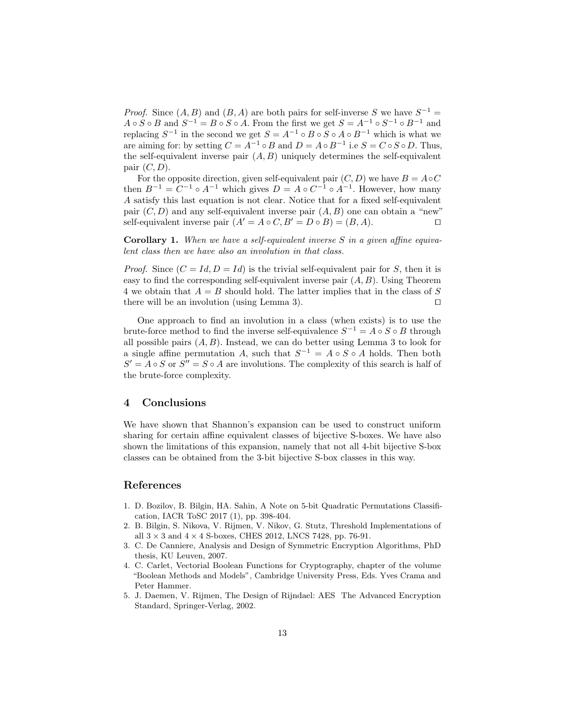*Proof.* Since $(A, B)$ and $(B, A)$ are both pairs for self-inverse $S$ we have $S^{-1} = A \circ S \circ B$ and $S^{-1} = B \circ S \circ A$. From the first we get $S = A^{-1} \circ S^{-1} \circ B^{-1}$ and replacing $S^{-1}$ in the second we get $S = A^{-1} \circ B \circ S \circ A \circ B^{-1}$ which is what we are aiming for: by setting $C = A^{-1} \circ B$ and $D = A \circ B^{-1}$ i.e $S = C \circ S \circ D$. Thus, the self-equivalent inverse pair $(A, B)$ uniquely determines the self-equivalent pair $(C, D)$.

For the opposite direction, given self-equivalent pair $(C, D)$ we have $B = A \circ C$ then $B^{-1} = C^{-1} \circ A^{-1}$ which gives $D = A \circ C^{-1} \circ A^{-1}$. However, how many $A$ satisfy this last equation is not clear. Notice that for a fixed self-equivalent pair $(C, D)$ and any self-equivalent inverse pair $(A, B)$ one can obtain a "new" self-equivalent inverse pair $(A' = A \circ C, B' = D \circ B) = (B, A)$. □

**Corollary 1.** *When we have a self-equivalent inverse $S$ in a given affine equivalent class then we have also an involution in that class.*

*Proof.* Since $(C = Id, D = Id)$ is the trivial self-equivalent pair for $S$, then it is easy to find the corresponding self-equivalent inverse pair $(A, B)$. Using Theorem 4 we obtain that $A = B$ should hold. The latter implies that in the class of $S$ there will be an involution (using Lemma 3). □

One approach to find an involution in a class (when exists) is to use the brute-force method to find the inverse self-equivalence $S^{-1} = A \circ S \circ B$ through all possible pairs $(A, B)$. Instead, we can do better using Lemma 3 to look for a single affine permutation $A$, such that $S^{-1} = A \circ S \circ A$ holds. Then both $S' = A \circ S$ or $S'' = S \circ A$ are involutions. The complexity of this search is half of the brute-force complexity.

## 4 Conclusions

We have shown that Shannon's expansion can be used to construct uniform sharing for certain affine equivalent classes of bijective S-boxes. We have also shown the limitations of this expansion, namely that not all 4-bit bijective S-box classes can be obtained from the 3-bit bijective S-box classes in this way.

## References

1. D. Bozilov, B. Bilgin, HA. Sahin, A Note on 5-bit Quadratic Permutations Classification, IACR ToSC 2017 (1), pp. 398-404.
2. B. Bilgin, S. Nikova, V. Rijmen, V. Nikov, G. Stutz, Threshold Implementations of all $3 \times 3$ and $4 \times 4$ S-boxes, CHES 2012, LNCS 7428, pp. 76-91.
3. C. De Canniere, Analysis and Design of Symmetric Encryption Algorithms, PhD thesis, KU Leuven, 2007.
4. C. Carlet, Vectorial Boolean Functions for Cryptography, chapter of the volume "Boolean Methods and Models", Cambridge University Press, Eds. Yves Crama and Peter Hammer.
5. J. Daemen, V. Rijmen, The Design of Rijndael: AES The Advanced Encryption Standard, Springer-Verlag, 2002.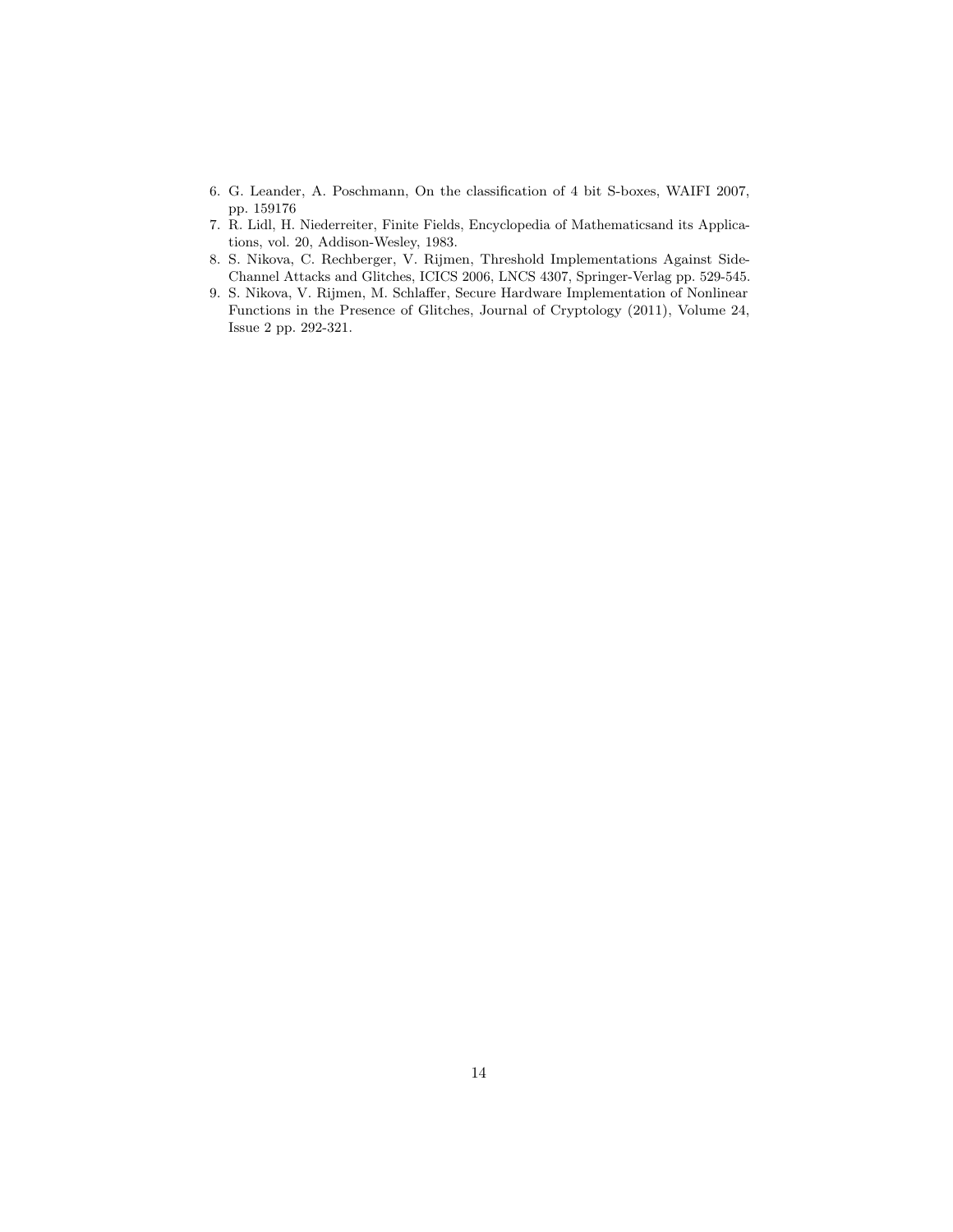6. G. Leander, A. Poschmann, On the classification of 4 bit S-boxes, WAIFI 2007, pp. 159176
7. R. Lidl, H. Niederreiter, Finite Fields, Encyclopedia of Mathematicsand its Applications, vol. 20, Addison-Wesley, 1983.
8. S. Nikova, C. Rechberger, V. Rijmen, Threshold Implementations Against Side-Channel Attacks and Glitches, ICICS 2006, LNCS 4307, Springer-Verlag pp. 529-545.
9. S. Nikova, V. Rijmen, M. Schlaffer, Secure Hardware Implementation of Nonlinear Functions in the Presence of Glitches, Journal of Cryptology (2011), Volume 24, Issue 2 pp. 292-321.